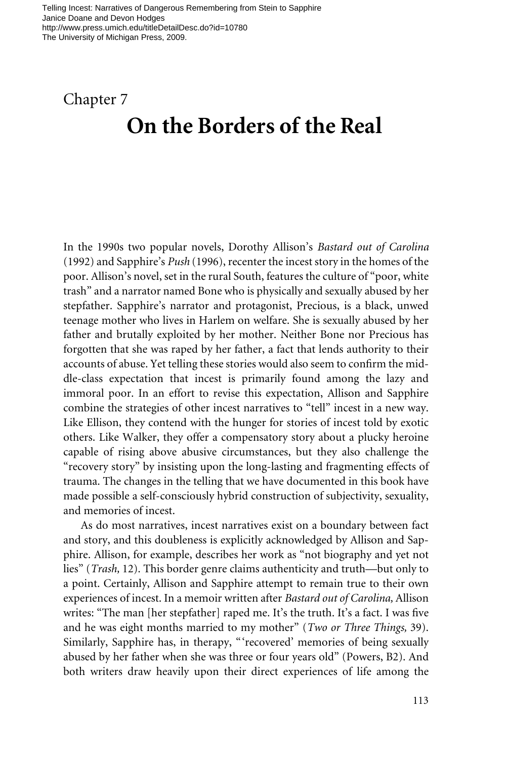Telling Incest: Narratives of Dangerous Remembering from Stein to Sapphire
Janice Doane and Devon Hodges
http://www.press.umich.edu/titleDetailDesc.do?id=10780
The University of Michigan Press, 2009.

Chapter 7

# On the Borders of the Real

In the 1990s two popular novels, Dorothy Allison's *Bastard out of Carolina* (1992) and Sapphire's *Push* (1996), recenter the incest story in the homes of the poor. Allison's novel, set in the rural South, features the culture of "poor, white trash" and a narrator named Bone who is physically and sexually abused by her stepfather. Sapphire's narrator and protagonist, Precious, is a black, unwed teenage mother who lives in Harlem on welfare. She is sexually abused by her father and brutally exploited by her mother. Neither Bone nor Precious has forgotten that she was raped by her father, a fact that lends authority to their accounts of abuse. Yet telling these stories would also seem to confirm the middle-class expectation that incest is primarily found among the lazy and immoral poor. In an effort to revise this expectation, Allison and Sapphire combine the strategies of other incest narratives to "tell" incest in a new way. Like Ellison, they contend with the hunger for stories of incest told by exotic others. Like Walker, they offer a compensatory story about a plucky heroine capable of rising above abusive circumstances, but they also challenge the "recovery story" by insisting upon the long-lasting and fragmenting effects of trauma. The changes in the telling that we have documented in this book have made possible a self-consciously hybrid construction of subjectivity, sexuality, and memories of incest.

As do most narratives, incest narratives exist on a boundary between fact and story, and this doubleness is explicitly acknowledged by Allison and Sapphire. Allison, for example, describes her work as "not biography and yet not lies" (*Trash,* 12). This border genre claims authenticity and truth—but only to a point. Certainly, Allison and Sapphire attempt to remain true to their own experiences of incest. In a memoir written after *Bastard out of Carolina,* Allison writes: "The man [her stepfather] raped me. It's the truth. It's a fact. I was five and he was eight months married to my mother" (*Two or Three Things,* 39). Similarly, Sapphire has, in therapy, "'recovered' memories of being sexually abused by her father when she was three or four years old" (Powers, B2). And both writers draw heavily upon their direct experiences of life among the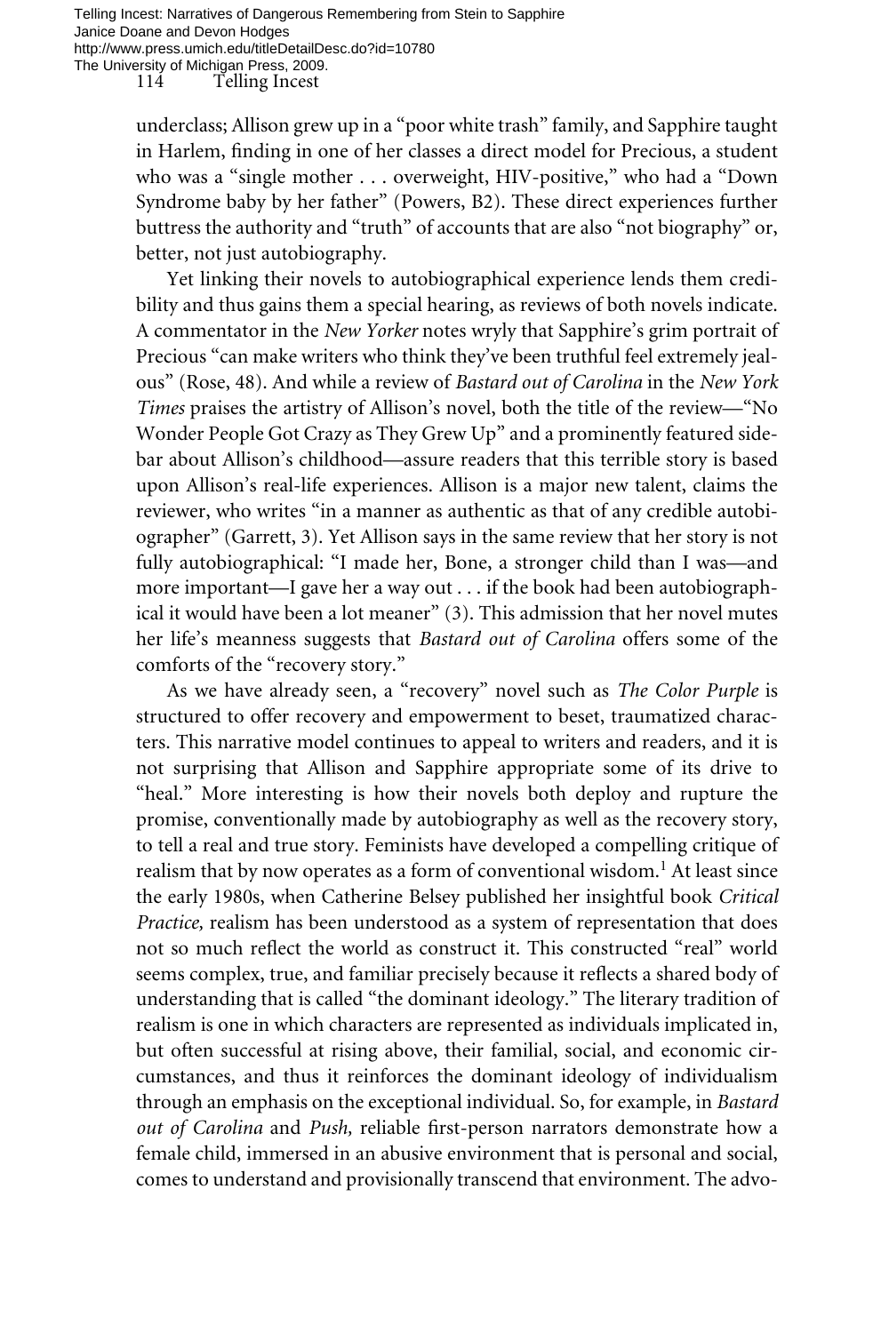underclass; Allison grew up in a "poor white trash" family, and Sapphire taught in Harlem, finding in one of her classes a direct model for Precious, a student who was a "single mother . . . overweight, HIV-positive," who had a "Down Syndrome baby by her father" (Powers, B2). These direct experiences further buttress the authority and "truth" of accounts that are also "not biography" or, better, not just autobiography.

Yet linking their novels to autobiographical experience lends them credibility and thus gains them a special hearing, as reviews of both novels indicate. A commentator in the *New Yorker* notes wryly that Sapphire's grim portrait of Precious "can make writers who think they've been truthful feel extremely jealous" (Rose, 48). And while a review of *Bastard out of Carolina* in the *New York Times* praises the artistry of Allison's novel, both the title of the review—"No Wonder People Got Crazy as They Grew Up" and a prominently featured sidebar about Allison's childhood—assure readers that this terrible story is based upon Allison's real-life experiences. Allison is a major new talent, claims the reviewer, who writes "in a manner as authentic as that of any credible autobiographer" (Garrett, 3). Yet Allison says in the same review that her story is not fully autobiographical: "I made her, Bone, a stronger child than I was—and more important—I gave her a way out . . . if the book had been autobiographical it would have been a lot meaner" (3). This admission that her novel mutes her life's meanness suggests that *Bastard out of Carolina* offers some of the comforts of the "recovery story."

As we have already seen, a "recovery" novel such as *The Color Purple* is structured to offer recovery and empowerment to beset, traumatized characters. This narrative model continues to appeal to writers and readers, and it is not surprising that Allison and Sapphire appropriate some of its drive to "heal." More interesting is how their novels both deploy and rupture the promise, conventionally made by autobiography as well as the recovery story, to tell a real and true story. Feminists have developed a compelling critique of realism that by now operates as a form of conventional wisdom.[1] At least since the early 1980s, when Catherine Belsey published her insightful book *Critical Practice,* realism has been understood as a system of representation that does not so much reflect the world as construct it. This constructed "real" world seems complex, true, and familiar precisely because it reflects a shared body of understanding that is called "the dominant ideology." The literary tradition of realism is one in which characters are represented as individuals implicated in, but often successful at rising above, their familial, social, and economic circumstances, and thus it reinforces the dominant ideology of individualism through an emphasis on the exceptional individual. So, for example, in *Bastard out of Carolina* and *Push,* reliable first-person narrators demonstrate how a female child, immersed in an abusive environment that is personal and social, comes to understand and provisionally transcend that environment. The advo-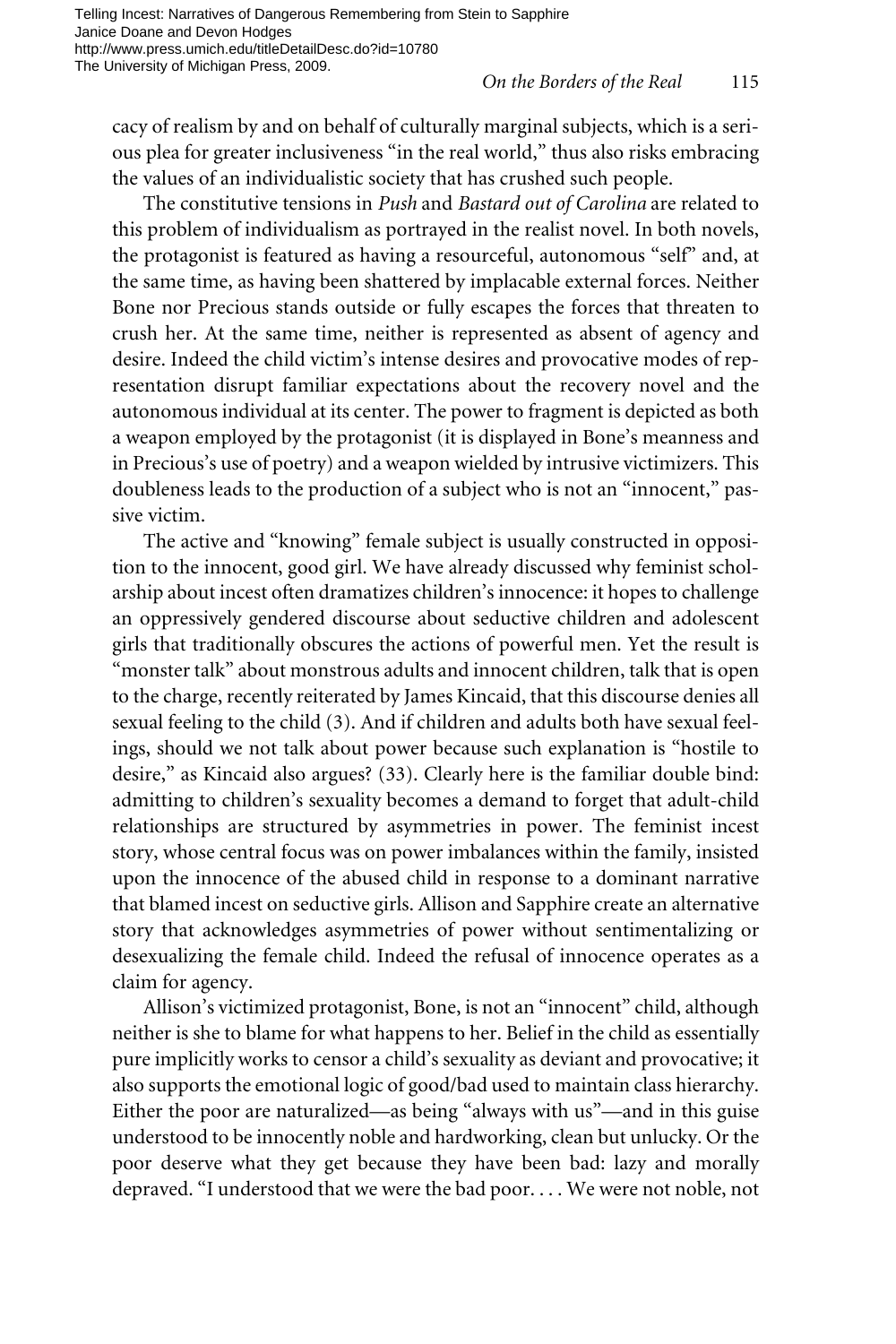cacy of realism by and on behalf of culturally marginal subjects, which is a serious plea for greater inclusiveness "in the real world," thus also risks embracing the values of an individualistic society that has crushed such people.

The constitutive tensions in *Push* and *Bastard out of Carolina* are related to this problem of individualism as portrayed in the realist novel. In both novels, the protagonist is featured as having a resourceful, autonomous "self" and, at the same time, as having been shattered by implacable external forces. Neither Bone nor Precious stands outside or fully escapes the forces that threaten to crush her. At the same time, neither is represented as absent of agency and desire. Indeed the child victim's intense desires and provocative modes of representation disrupt familiar expectations about the recovery novel and the autonomous individual at its center. The power to fragment is depicted as both a weapon employed by the protagonist (it is displayed in Bone's meanness and in Precious's use of poetry) and a weapon wielded by intrusive victimizers. This doubleness leads to the production of a subject who is not an "innocent," passive victim.

The active and "knowing" female subject is usually constructed in opposition to the innocent, good girl. We have already discussed why feminist scholarship about incest often dramatizes children's innocence: it hopes to challenge an oppressively gendered discourse about seductive children and adolescent girls that traditionally obscures the actions of powerful men. Yet the result is "monster talk" about monstrous adults and innocent children, talk that is open to the charge, recently reiterated by James Kincaid, that this discourse denies all sexual feeling to the child (3). And if children and adults both have sexual feelings, should we not talk about power because such explanation is "hostile to desire," as Kincaid also argues? (33). Clearly here is the familiar double bind: admitting to children's sexuality becomes a demand to forget that adult-child relationships are structured by asymmetries in power. The feminist incest story, whose central focus was on power imbalances within the family, insisted upon the innocence of the abused child in response to a dominant narrative that blamed incest on seductive girls. Allison and Sapphire create an alternative story that acknowledges asymmetries of power without sentimentalizing or desexualizing the female child. Indeed the refusal of innocence operates as a claim for agency.

Allison's victimized protagonist, Bone, is not an "innocent" child, although neither is she to blame for what happens to her. Belief in the child as essentially pure implicitly works to censor a child's sexuality as deviant and provocative; it also supports the emotional logic of good/bad used to maintain class hierarchy. Either the poor are naturalized—as being "always with us"—and in this guise understood to be innocently noble and hardworking, clean but unlucky. Or the poor deserve what they get because they have been bad: lazy and morally depraved. "I understood that we were the bad poor. . . . We were not noble, not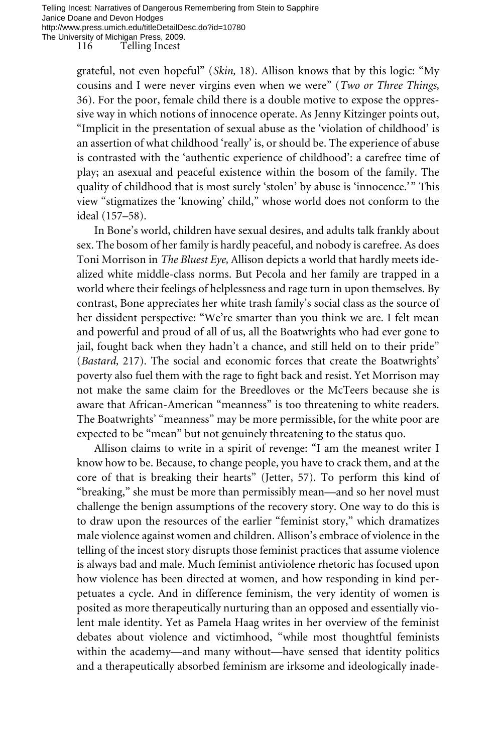grateful, not even hopeful" (*Skin,* 18). Allison knows that by this logic: "My cousins and I were never virgins even when we were" (*Two or Three Things,* 36). For the poor, female child there is a double motive to expose the oppressive way in which notions of innocence operate. As Jenny Kitzinger points out, "Implicit in the presentation of sexual abuse as the 'violation of childhood' is an assertion of what childhood 'really' is, or should be. The experience of abuse is contrasted with the 'authentic experience of childhood': a carefree time of play; an asexual and peaceful existence within the bosom of the family. The quality of childhood that is most surely 'stolen' by abuse is 'innocence.'" This view "stigmatizes the 'knowing' child," whose world does not conform to the ideal (157–58).

In Bone's world, children have sexual desires, and adults talk frankly about sex. The bosom of her family is hardly peaceful, and nobody is carefree. As does Toni Morrison in *The Bluest Eye,* Allison depicts a world that hardly meets idealized white middle-class norms. But Pecola and her family are trapped in a world where their feelings of helplessness and rage turn in upon themselves. By contrast, Bone appreciates her white trash family's social class as the source of her dissident perspective: "We're smarter than you think we are. I felt mean and powerful and proud of all of us, all the Boatwrights who had ever gone to jail, fought back when they hadn't a chance, and still held on to their pride" (*Bastard,* 217). The social and economic forces that create the Boatwrights' poverty also fuel them with the rage to fight back and resist. Yet Morrison may not make the same claim for the Breedloves or the McTeers because she is aware that African-American "meanness" is too threatening to white readers. The Boatwrights' "meanness" may be more permissible, for the white poor are expected to be "mean" but not genuinely threatening to the status quo.

Allison claims to write in a spirit of revenge: "I am the meanest writer I know how to be. Because, to change people, you have to crack them, and at the core of that is breaking their hearts" (Jetter, 57). To perform this kind of "breaking," she must be more than permissibly mean—and so her novel must challenge the benign assumptions of the recovery story. One way to do this is to draw upon the resources of the earlier "feminist story," which dramatizes male violence against women and children. Allison's embrace of violence in the telling of the incest story disrupts those feminist practices that assume violence is always bad and male. Much feminist antiviolence rhetoric has focused upon how violence has been directed at women, and how responding in kind perpetuates a cycle. And in difference feminism, the very identity of women is posited as more therapeutically nurturing than an opposed and essentially violent male identity. Yet as Pamela Haag writes in her overview of the feminist debates about violence and victimhood, "while most thoughtful feminists within the academy—and many without—have sensed that identity politics and a therapeutically absorbed feminism are irksome and ideologically inade-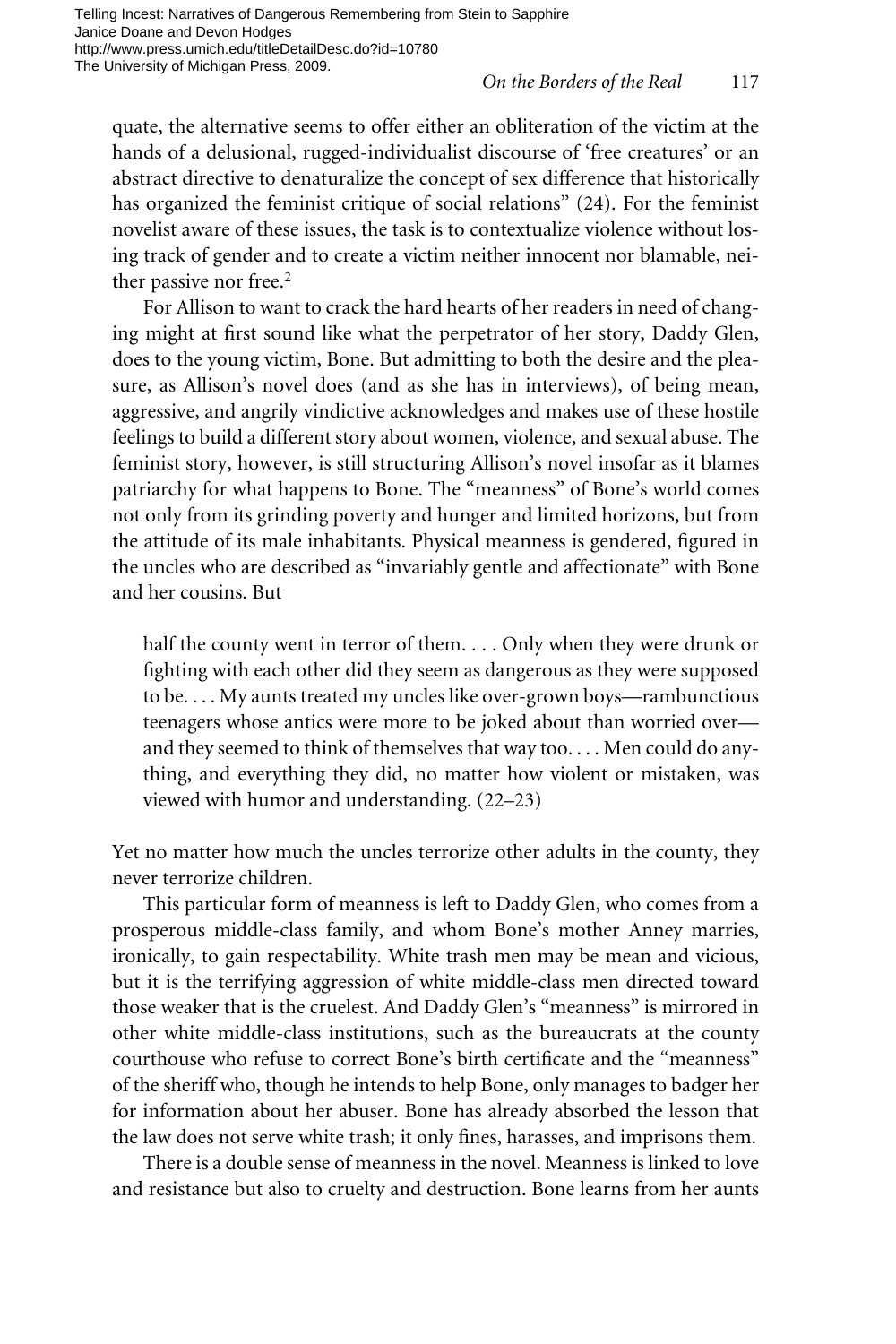quate, the alternative seems to offer either an obliteration of the victim at the hands of a delusional, rugged-individualist discourse of 'free creatures' or an abstract directive to denaturalize the concept of sex difference that historically has organized the feminist critique of social relations" (24). For the feminist novelist aware of these issues, the task is to contextualize violence without losing track of gender and to create a victim neither innocent nor blamable, neither passive nor free.[2]

For Allison to want to crack the hard hearts of her readers in need of changing might at first sound like what the perpetrator of her story, Daddy Glen, does to the young victim, Bone. But admitting to both the desire and the pleasure, as Allison's novel does (and as she has in interviews), of being mean, aggressive, and angrily vindictive acknowledges and makes use of these hostile feelings to build a different story about women, violence, and sexual abuse. The feminist story, however, is still structuring Allison's novel insofar as it blames patriarchy for what happens to Bone. The "meanness" of Bone's world comes not only from its grinding poverty and hunger and limited horizons, but from the attitude of its male inhabitants. Physical meanness is gendered, figured in the uncles who are described as "invariably gentle and affectionate" with Bone and her cousins. But

> half the county went in terror of them. . . . Only when they were drunk or fighting with each other did they seem as dangerous as they were supposed to be. . . . My aunts treated my uncles like over-grown boys—rambunctious teenagers whose antics were more to be joked about than worried over—and they seemed to think of themselves that way too. . . . Men could do anything, and everything they did, no matter how violent or mistaken, was viewed with humor and understanding. (22–23)

Yet no matter how much the uncles terrorize other adults in the county, they never terrorize children.

This particular form of meanness is left to Daddy Glen, who comes from a prosperous middle-class family, and whom Bone's mother Anney marries, ironically, to gain respectability. White trash men may be mean and vicious, but it is the terrifying aggression of white middle-class men directed toward those weaker that is the cruelest. And Daddy Glen's "meanness" is mirrored in other white middle-class institutions, such as the bureaucrats at the county courthouse who refuse to correct Bone's birth certificate and the "meanness" of the sheriff who, though he intends to help Bone, only manages to badger her for information about her abuser. Bone has already absorbed the lesson that the law does not serve white trash; it only fines, harasses, and imprisons them.

There is a double sense of meanness in the novel. Meanness is linked to love and resistance but also to cruelty and destruction. Bone learns from her aunts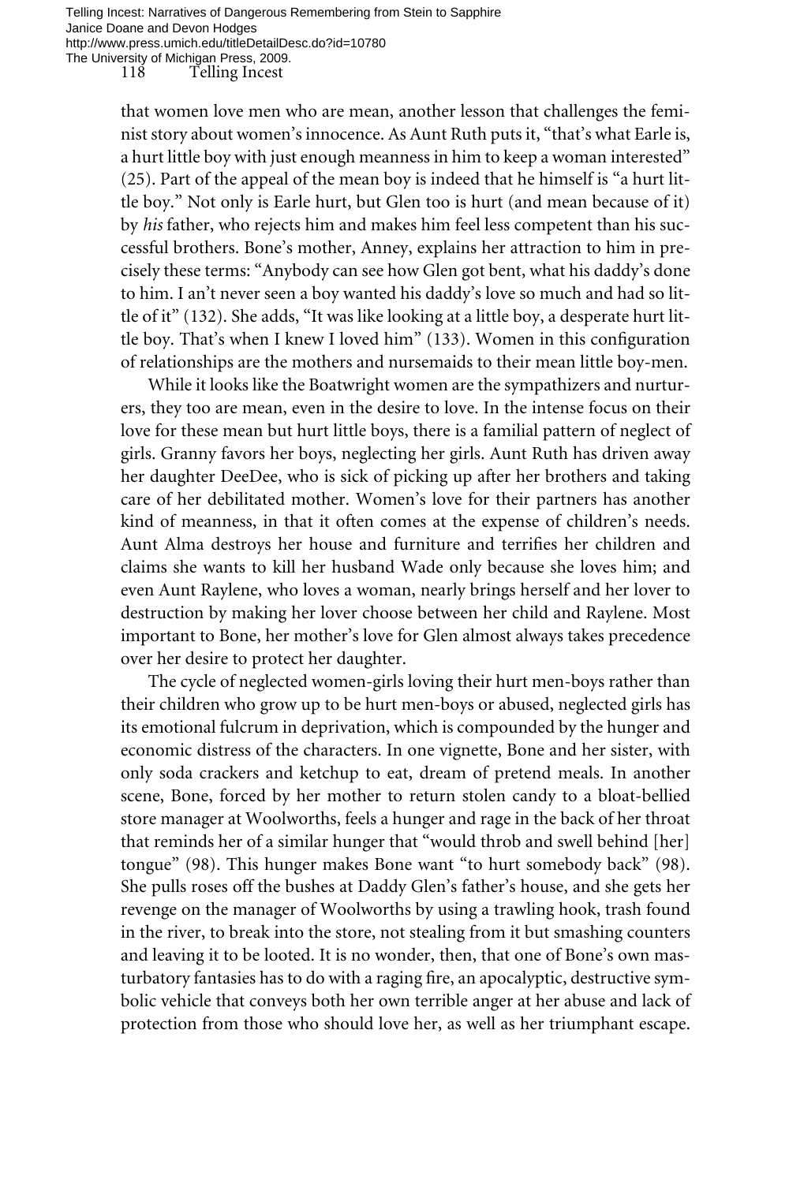that women love men who are mean, another lesson that challenges the feminist story about women's innocence. As Aunt Ruth puts it, "that's what Earle is, a hurt little boy with just enough meanness in him to keep a woman interested" (25). Part of the appeal of the mean boy is indeed that he himself is "a hurt little boy." Not only is Earle hurt, but Glen too is hurt (and mean because of it) by *his* father, who rejects him and makes him feel less competent than his successful brothers. Bone's mother, Anney, explains her attraction to him in precisely these terms: "Anybody can see how Glen got bent, what his daddy's done to him. I an't never seen a boy wanted his daddy's love so much and had so little of it" (132). She adds, "It was like looking at a little boy, a desperate hurt little boy. That's when I knew I loved him" (133). Women in this configuration of relationships are the mothers and nursemaids to their mean little boy-men.

While it looks like the Boatwright women are the sympathizers and nurturers, they too are mean, even in the desire to love. In the intense focus on their love for these mean but hurt little boys, there is a familial pattern of neglect of girls. Granny favors her boys, neglecting her girls. Aunt Ruth has driven away her daughter DeeDee, who is sick of picking up after her brothers and taking care of her debilitated mother. Women's love for their partners has another kind of meanness, in that it often comes at the expense of children's needs. Aunt Alma destroys her house and furniture and terrifies her children and claims she wants to kill her husband Wade only because she loves him; and even Aunt Raylene, who loves a woman, nearly brings herself and her lover to destruction by making her lover choose between her child and Raylene. Most important to Bone, her mother's love for Glen almost always takes precedence over her desire to protect her daughter.

The cycle of neglected women-girls loving their hurt men-boys rather than their children who grow up to be hurt men-boys or abused, neglected girls has its emotional fulcrum in deprivation, which is compounded by the hunger and economic distress of the characters. In one vignette, Bone and her sister, with only soda crackers and ketchup to eat, dream of pretend meals. In another scene, Bone, forced by her mother to return stolen candy to a bloat-bellied store manager at Woolworths, feels a hunger and rage in the back of her throat that reminds her of a similar hunger that "would throb and swell behind [her] tongue" (98). This hunger makes Bone want "to hurt somebody back" (98). She pulls roses off the bushes at Daddy Glen's father's house, and she gets her revenge on the manager of Woolworths by using a trawling hook, trash found in the river, to break into the store, not stealing from it but smashing counters and leaving it to be looted. It is no wonder, then, that one of Bone's own masturbatory fantasies has to do with a raging fire, an apocalyptic, destructive symbolic vehicle that conveys both her own terrible anger at her abuse and lack of protection from those who should love her, as well as her triumphant escape.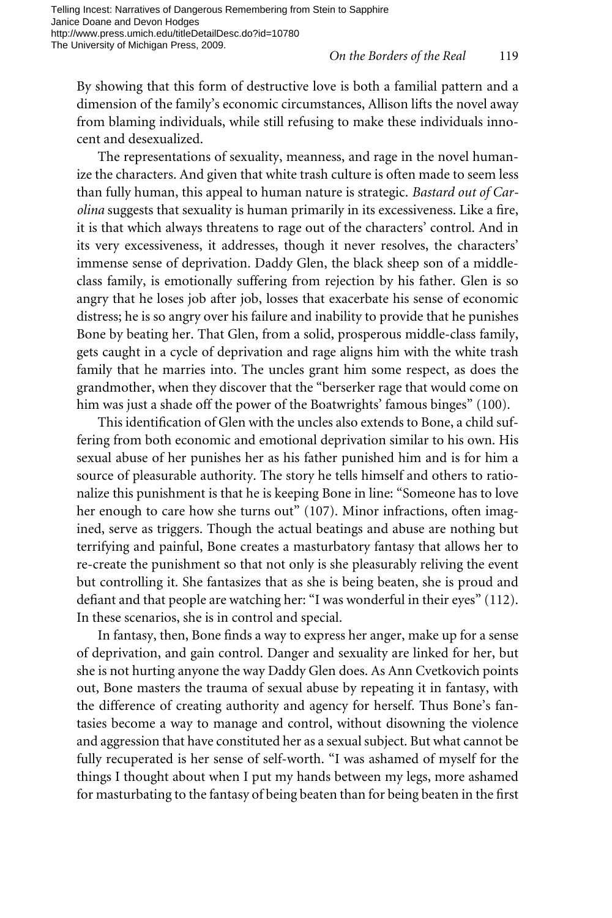By showing that this form of destructive love is both a familial pattern and a dimension of the family's economic circumstances, Allison lifts the novel away from blaming individuals, while still refusing to make these individuals innocent and desexualized.

The representations of sexuality, meanness, and rage in the novel humanize the characters. And given that white trash culture is often made to seem less than fully human, this appeal to human nature is strategic. *Bastard out of Carolina* suggests that sexuality is human primarily in its excessiveness. Like a fire, it is that which always threatens to rage out of the characters' control. And in its very excessiveness, it addresses, though it never resolves, the characters' immense sense of deprivation. Daddy Glen, the black sheep son of a middle-class family, is emotionally suffering from rejection by his father. Glen is so angry that he loses job after job, losses that exacerbate his sense of economic distress; he is so angry over his failure and inability to provide that he punishes Bone by beating her. That Glen, from a solid, prosperous middle-class family, gets caught in a cycle of deprivation and rage aligns him with the white trash family that he marries into. The uncles grant him some respect, as does the grandmother, when they discover that the "berserker rage that would come on him was just a shade off the power of the Boatwrights' famous binges" (100).

This identification of Glen with the uncles also extends to Bone, a child suffering from both economic and emotional deprivation similar to his own. His sexual abuse of her punishes her as his father punished him and is for him a source of pleasurable authority. The story he tells himself and others to rationalize this punishment is that he is keeping Bone in line: "Someone has to love her enough to care how she turns out" (107). Minor infractions, often imagined, serve as triggers. Though the actual beatings and abuse are nothing but terrifying and painful, Bone creates a masturbatory fantasy that allows her to re-create the punishment so that not only is she pleasurably reliving the event but controlling it. She fantasizes that as she is being beaten, she is proud and defiant and that people are watching her: "I was wonderful in their eyes" (112). In these scenarios, she is in control and special.

In fantasy, then, Bone finds a way to express her anger, make up for a sense of deprivation, and gain control. Danger and sexuality are linked for her, but she is not hurting anyone the way Daddy Glen does. As Ann Cvetkovich points out, Bone masters the trauma of sexual abuse by repeating it in fantasy, with the difference of creating authority and agency for herself. Thus Bone's fantasies become a way to manage and control, without disowning the violence and aggression that have constituted her as a sexual subject. But what cannot be fully recuperated is her sense of self-worth. "I was ashamed of myself for the things I thought about when I put my hands between my legs, more ashamed for masturbating to the fantasy of being beaten than for being beaten in the first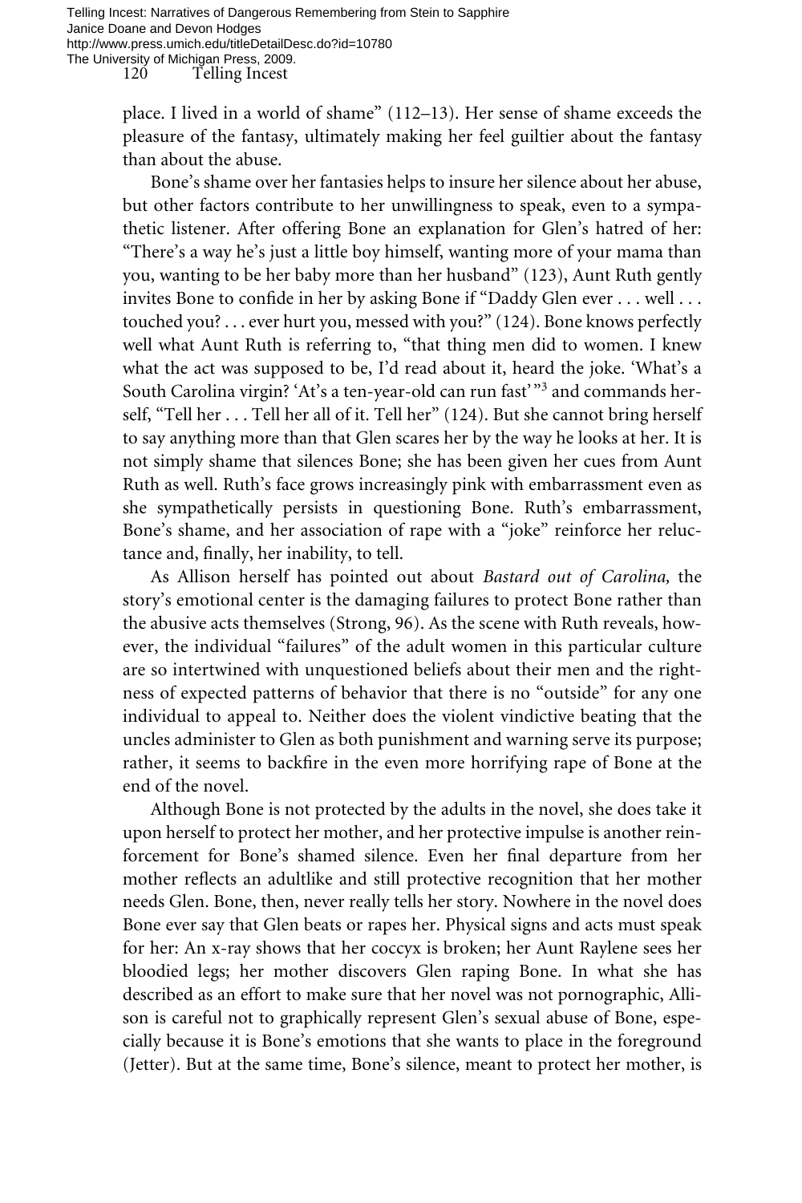place. I lived in a world of shame" (112–13). Her sense of shame exceeds the pleasure of the fantasy, ultimately making her feel guiltier about the fantasy than about the abuse.

Bone's shame over her fantasies helps to insure her silence about her abuse, but other factors contribute to her unwillingness to speak, even to a sympathetic listener. After offering Bone an explanation for Glen's hatred of her: "There's a way he's just a little boy himself, wanting more of your mama than you, wanting to be her baby more than her husband" (123), Aunt Ruth gently invites Bone to confide in her by asking Bone if "Daddy Glen ever . . . well . . . touched you? . . . ever hurt you, messed with you?" (124). Bone knows perfectly well what Aunt Ruth is referring to, "that thing men did to women. I knew what the act was supposed to be, I'd read about it, heard the joke. 'What's a South Carolina virgin? 'At's a ten-year-old can run fast'"[3] and commands herself, "Tell her . . . Tell her all of it. Tell her" (124). But she cannot bring herself to say anything more than that Glen scares her by the way he looks at her. It is not simply shame that silences Bone; she has been given her cues from Aunt Ruth as well. Ruth's face grows increasingly pink with embarrassment even as she sympathetically persists in questioning Bone. Ruth's embarrassment, Bone's shame, and her association of rape with a "joke" reinforce her reluctance and, finally, her inability, to tell.

As Allison herself has pointed out about *Bastard out of Carolina,* the story's emotional center is the damaging failures to protect Bone rather than the abusive acts themselves (Strong, 96). As the scene with Ruth reveals, however, the individual "failures" of the adult women in this particular culture are so intertwined with unquestioned beliefs about their men and the rightness of expected patterns of behavior that there is no "outside" for any one individual to appeal to. Neither does the violent vindictive beating that the uncles administer to Glen as both punishment and warning serve its purpose; rather, it seems to backfire in the even more horrifying rape of Bone at the end of the novel.

Although Bone is not protected by the adults in the novel, she does take it upon herself to protect her mother, and her protective impulse is another reinforcement for Bone's shamed silence. Even her final departure from her mother reflects an adultlike and still protective recognition that her mother needs Glen. Bone, then, never really tells her story. Nowhere in the novel does Bone ever say that Glen beats or rapes her. Physical signs and acts must speak for her: An x-ray shows that her coccyx is broken; her Aunt Raylene sees her bloodied legs; her mother discovers Glen raping Bone. In what she has described as an effort to make sure that her novel was not pornographic, Allison is careful not to graphically represent Glen's sexual abuse of Bone, especially because it is Bone's emotions that she wants to place in the foreground (Jetter). But at the same time, Bone's silence, meant to protect her mother, is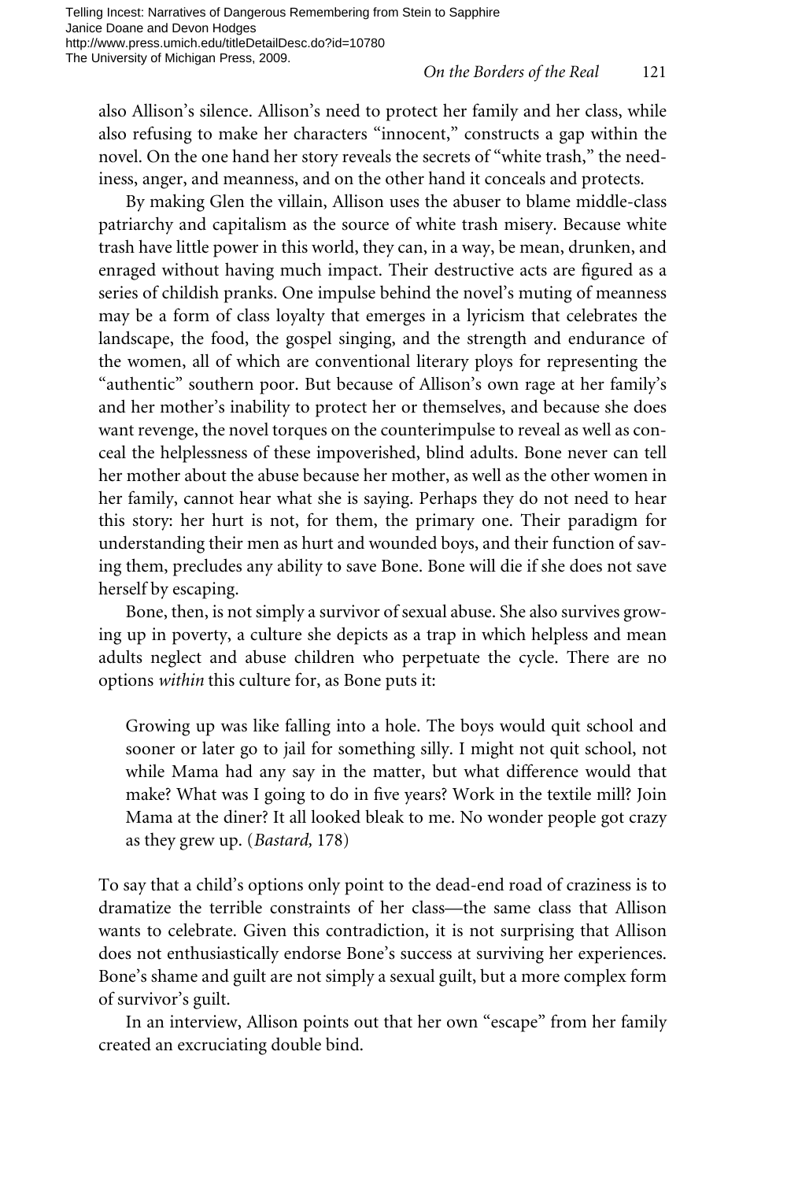also Allison's silence. Allison's need to protect her family and her class, while also refusing to make her characters "innocent," constructs a gap within the novel. On the one hand her story reveals the secrets of "white trash," the neediness, anger, and meanness, and on the other hand it conceals and protects.

By making Glen the villain, Allison uses the abuser to blame middle-class patriarchy and capitalism as the source of white trash misery. Because white trash have little power in this world, they can, in a way, be mean, drunken, and enraged without having much impact. Their destructive acts are figured as a series of childish pranks. One impulse behind the novel's muting of meanness may be a form of class loyalty that emerges in a lyricism that celebrates the landscape, the food, the gospel singing, and the strength and endurance of the women, all of which are conventional literary ploys for representing the "authentic" southern poor. But because of Allison's own rage at her family's and her mother's inability to protect her or themselves, and because she does want revenge, the novel torques on the counterimpulse to reveal as well as conceal the helplessness of these impoverished, blind adults. Bone never can tell her mother about the abuse because her mother, as well as the other women in her family, cannot hear what she is saying. Perhaps they do not need to hear this story: her hurt is not, for them, the primary one. Their paradigm for understanding their men as hurt and wounded boys, and their function of saving them, precludes any ability to save Bone. Bone will die if she does not save herself by escaping.

Bone, then, is not simply a survivor of sexual abuse. She also survives growing up in poverty, a culture she depicts as a trap in which helpless and mean adults neglect and abuse children who perpetuate the cycle. There are no options *within* this culture for, as Bone puts it:

> Growing up was like falling into a hole. The boys would quit school and sooner or later go to jail for something silly. I might not quit school, not while Mama had any say in the matter, but what difference would that make? What was I going to do in five years? Work in the textile mill? Join Mama at the diner? It all looked bleak to me. No wonder people got crazy as they grew up. (*Bastard,* 178)

To say that a child's options only point to the dead-end road of craziness is to dramatize the terrible constraints of her class—the same class that Allison wants to celebrate. Given this contradiction, it is not surprising that Allison does not enthusiastically endorse Bone's success at surviving her experiences. Bone's shame and guilt are not simply a sexual guilt, but a more complex form of survivor's guilt.

In an interview, Allison points out that her own "escape" from her family created an excruciating double bind.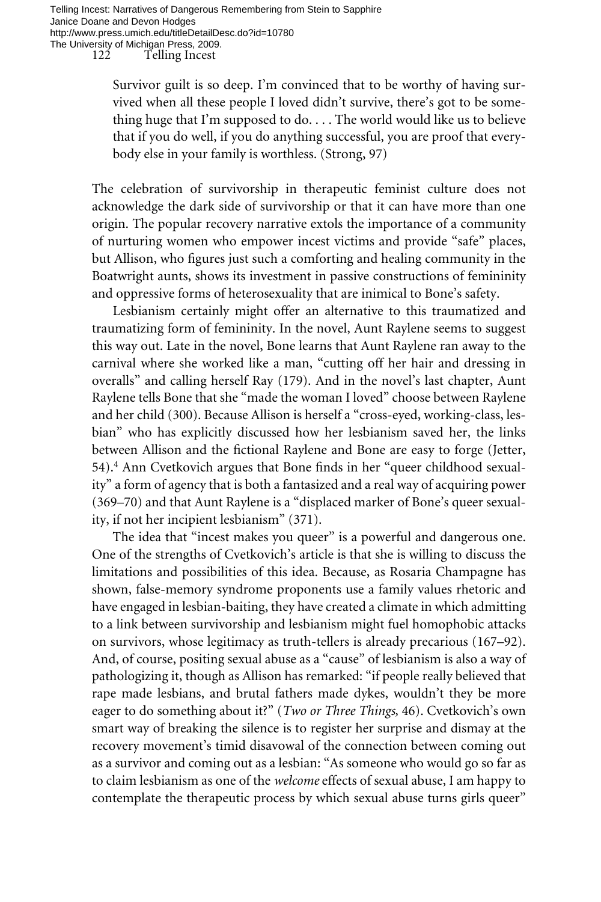> Survivor guilt is so deep. I'm convinced that to be worthy of having survived when all these people I loved didn't survive, there's got to be something huge that I'm supposed to do. . . . The world would like us to believe that if you do well, if you do anything successful, you are proof that everybody else in your family is worthless. (Strong, 97)

The celebration of survivorship in therapeutic feminist culture does not acknowledge the dark side of survivorship or that it can have more than one origin. The popular recovery narrative extols the importance of a community of nurturing women who empower incest victims and provide "safe" places, but Allison, who figures just such a comforting and healing community in the Boatwright aunts, shows its investment in passive constructions of femininity and oppressive forms of heterosexuality that are inimical to Bone's safety.

Lesbianism certainly might offer an alternative to this traumatized and traumatizing form of femininity. In the novel, Aunt Raylene seems to suggest this way out. Late in the novel, Bone learns that Aunt Raylene ran away to the carnival where she worked like a man, "cutting off her hair and dressing in overalls" and calling herself Ray (179). And in the novel's last chapter, Aunt Raylene tells Bone that she "made the woman I loved" choose between Raylene and her child (300). Because Allison is herself a "cross-eyed, working-class, lesbian" who has explicitly discussed how her lesbianism saved her, the links between Allison and the fictional Raylene and Bone are easy to forge (Jetter, 54).[4] Ann Cvetkovich argues that Bone finds in her "queer childhood sexuality" a form of agency that is both a fantasized and a real way of acquiring power (369–70) and that Aunt Raylene is a "displaced marker of Bone's queer sexuality, if not her incipient lesbianism" (371).

The idea that "incest makes you queer" is a powerful and dangerous one. One of the strengths of Cvetkovich's article is that she is willing to discuss the limitations and possibilities of this idea. Because, as Rosaria Champagne has shown, false-memory syndrome proponents use a family values rhetoric and have engaged in lesbian-baiting, they have created a climate in which admitting to a link between survivorship and lesbianism might fuel homophobic attacks on survivors, whose legitimacy as truth-tellers is already precarious (167–92). And, of course, positing sexual abuse as a "cause" of lesbianism is also a way of pathologizing it, though as Allison has remarked: "if people really believed that rape made lesbians, and brutal fathers made dykes, wouldn't they be more eager to do something about it?" (*Two or Three Things,* 46). Cvetkovich's own smart way of breaking the silence is to register her surprise and dismay at the recovery movement's timid disavowal of the connection between coming out as a survivor and coming out as a lesbian: "As someone who would go so far as to claim lesbianism as one of the *welcome* effects of sexual abuse, I am happy to contemplate the therapeutic process by which sexual abuse turns girls queer"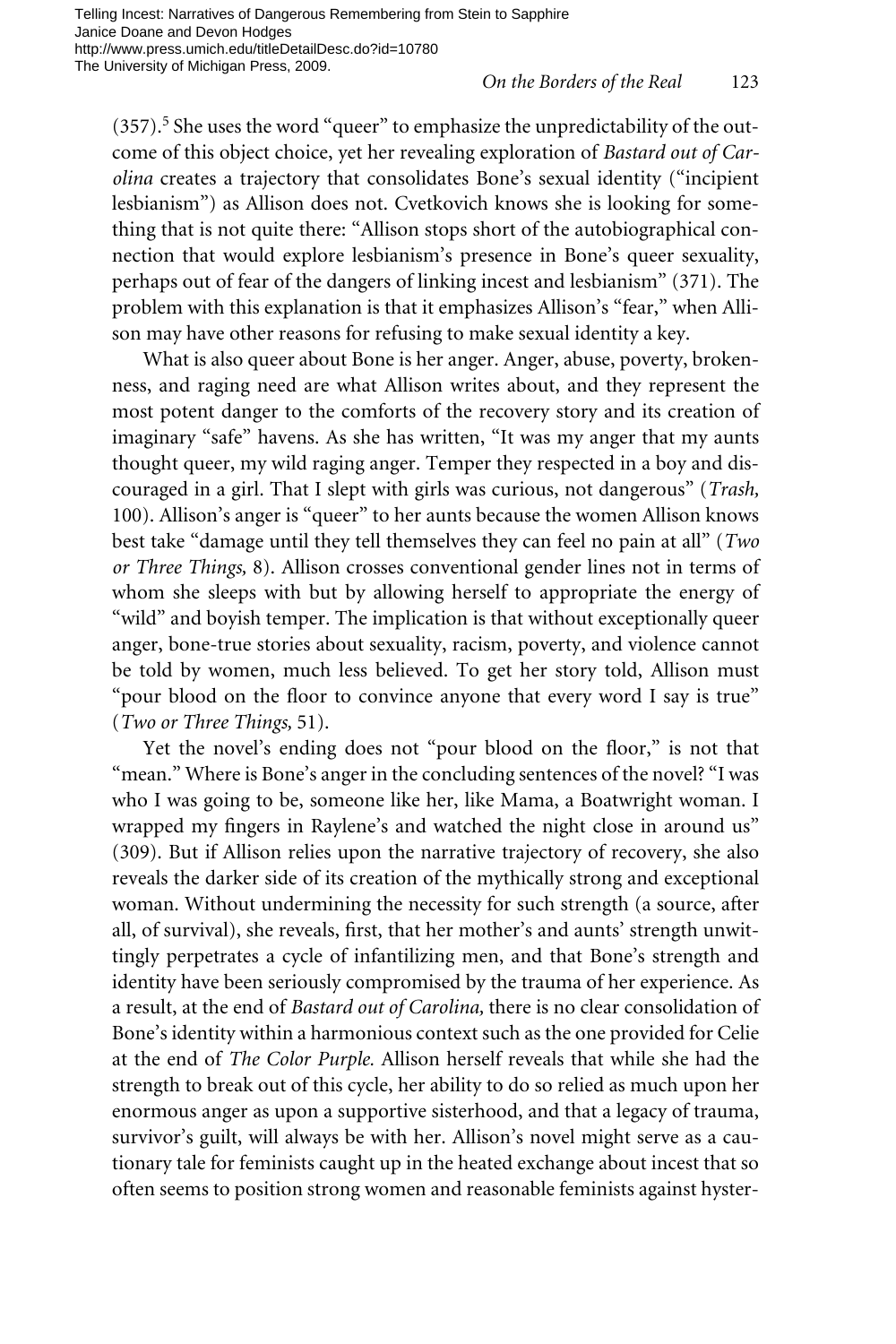(357).[5] She uses the word "queer" to emphasize the unpredictability of the outcome of this object choice, yet her revealing exploration of *Bastard out of Carolina* creates a trajectory that consolidates Bone's sexual identity ("incipient lesbianism") as Allison does not. Cvetkovich knows she is looking for something that is not quite there: "Allison stops short of the autobiographical connection that would explore lesbianism's presence in Bone's queer sexuality, perhaps out of fear of the dangers of linking incest and lesbianism" (371). The problem with this explanation is that it emphasizes Allison's "fear," when Allison may have other reasons for refusing to make sexual identity a key.

What is also queer about Bone is her anger. Anger, abuse, poverty, brokenness, and raging need are what Allison writes about, and they represent the most potent danger to the comforts of the recovery story and its creation of imaginary "safe" havens. As she has written, "It was my anger that my aunts thought queer, my wild raging anger. Temper they respected in a boy and discouraged in a girl. That I slept with girls was curious, not dangerous" (*Trash,* 100). Allison's anger is "queer" to her aunts because the women Allison knows best take "damage until they tell themselves they can feel no pain at all" (*Two or Three Things,* 8). Allison crosses conventional gender lines not in terms of whom she sleeps with but by allowing herself to appropriate the energy of "wild" and boyish temper. The implication is that without exceptionally queer anger, bone-true stories about sexuality, racism, poverty, and violence cannot be told by women, much less believed. To get her story told, Allison must "pour blood on the floor to convince anyone that every word I say is true" (*Two or Three Things,* 51).

Yet the novel's ending does not "pour blood on the floor," is not that "mean." Where is Bone's anger in the concluding sentences of the novel? "I was who I was going to be, someone like her, like Mama, a Boatwright woman. I wrapped my fingers in Raylene's and watched the night close in around us" (309). But if Allison relies upon the narrative trajectory of recovery, she also reveals the darker side of its creation of the mythically strong and exceptional woman. Without undermining the necessity for such strength (a source, after all, of survival), she reveals, first, that her mother's and aunts' strength unwittingly perpetrates a cycle of infantilizing men, and that Bone's strength and identity have been seriously compromised by the trauma of her experience. As a result, at the end of *Bastard out of Carolina,* there is no clear consolidation of Bone's identity within a harmonious context such as the one provided for Celie at the end of *The Color Purple.* Allison herself reveals that while she had the strength to break out of this cycle, her ability to do so relied as much upon her enormous anger as upon a supportive sisterhood, and that a legacy of trauma, survivor's guilt, will always be with her. Allison's novel might serve as a cautionary tale for feminists caught up in the heated exchange about incest that so often seems to position strong women and reasonable feminists against hyster-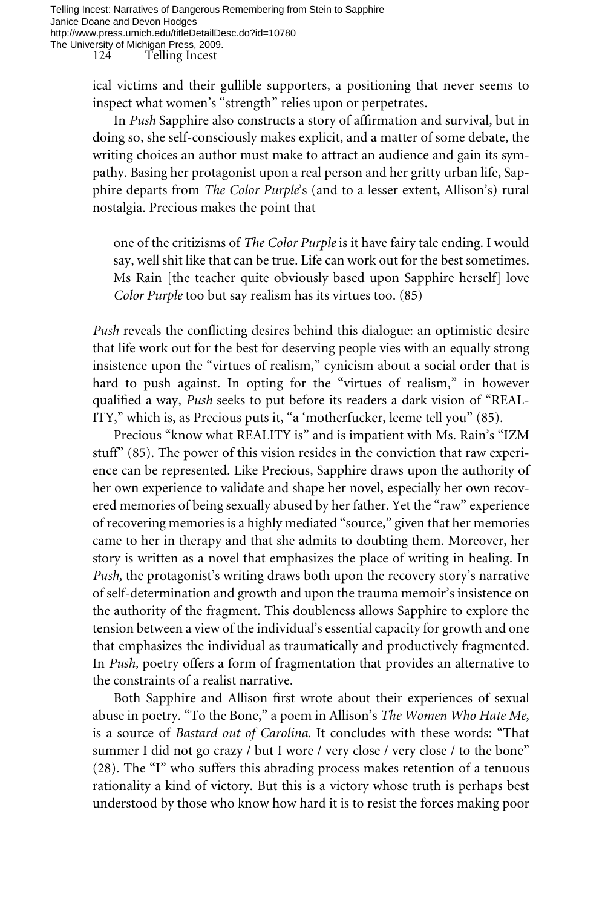ical victims and their gullible supporters, a positioning that never seems to inspect what women's "strength" relies upon or perpetrates.

In *Push* Sapphire also constructs a story of affirmation and survival, but in doing so, she self-consciously makes explicit, and a matter of some debate, the writing choices an author must make to attract an audience and gain its sympathy. Basing her protagonist upon a real person and her gritty urban life, Sapphire departs from *The Color Purple*'s (and to a lesser extent, Allison's) rural nostalgia. Precious makes the point that

> one of the critizisms of *The Color Purple* is it have fairy tale ending. I would say, well shit like that can be true. Life can work out for the best sometimes. Ms Rain [the teacher quite obviously based upon Sapphire herself] love *Color Purple* too but say realism has its virtues too. (85)

*Push* reveals the conflicting desires behind this dialogue: an optimistic desire that life work out for the best for deserving people vies with an equally strong insistence upon the "virtues of realism," cynicism about a social order that is hard to push against. In opting for the "virtues of realism," in however qualified a way, *Push* seeks to put before its readers a dark vision of "REALITY," which is, as Precious puts it, "a 'motherfucker, leeme tell you" (85).

Precious "know what REALITY is" and is impatient with Ms. Rain's "IZM stuff" (85). The power of this vision resides in the conviction that raw experience can be represented. Like Precious, Sapphire draws upon the authority of her own experience to validate and shape her novel, especially her own recovered memories of being sexually abused by her father. Yet the "raw" experience of recovering memories is a highly mediated "source," given that her memories came to her in therapy and that she admits to doubting them. Moreover, her story is written as a novel that emphasizes the place of writing in healing. In *Push,* the protagonist's writing draws both upon the recovery story's narrative of self-determination and growth and upon the trauma memoir's insistence on the authority of the fragment. This doubleness allows Sapphire to explore the tension between a view of the individual's essential capacity for growth and one that emphasizes the individual as traumatically and productively fragmented. In *Push,* poetry offers a form of fragmentation that provides an alternative to the constraints of a realist narrative.

Both Sapphire and Allison first wrote about their experiences of sexual abuse in poetry. "To the Bone," a poem in Allison's *The Women Who Hate Me,* is a source of *Bastard out of Carolina.* It concludes with these words: "That summer I did not go crazy / but I wore / very close / very close / to the bone" (28). The "I" who suffers this abrading process makes retention of a tenuous rationality a kind of victory. But this is a victory whose truth is perhaps best understood by those who know how hard it is to resist the forces making poor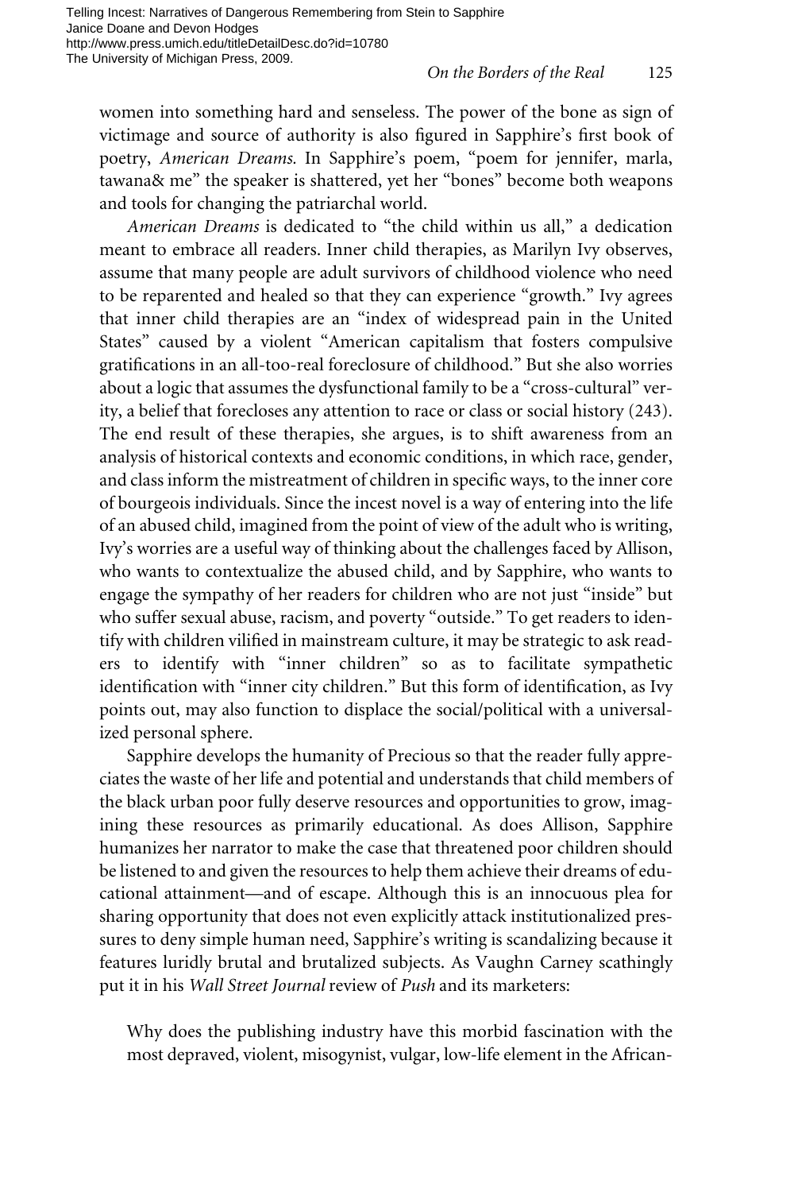women into something hard and senseless. The power of the bone as sign of victimage and source of authority is also figured in Sapphire's first book of poetry, *American Dreams.* In Sapphire's poem, "poem for jennifer, marla, tawana& me" the speaker is shattered, yet her "bones" become both weapons and tools for changing the patriarchal world.

*American Dreams* is dedicated to "the child within us all," a dedication meant to embrace all readers. Inner child therapies, as Marilyn Ivy observes, assume that many people are adult survivors of childhood violence who need to be reparented and healed so that they can experience "growth." Ivy agrees that inner child therapies are an "index of widespread pain in the United States" caused by a violent "American capitalism that fosters compulsive gratifications in an all-too-real foreclosure of childhood." But she also worries about a logic that assumes the dysfunctional family to be a "cross-cultural" verity, a belief that forecloses any attention to race or class or social history (243). The end result of these therapies, she argues, is to shift awareness from an analysis of historical contexts and economic conditions, in which race, gender, and class inform the mistreatment of children in specific ways, to the inner core of bourgeois individuals. Since the incest novel is a way of entering into the life of an abused child, imagined from the point of view of the adult who is writing, Ivy's worries are a useful way of thinking about the challenges faced by Allison, who wants to contextualize the abused child, and by Sapphire, who wants to engage the sympathy of her readers for children who are not just "inside" but who suffer sexual abuse, racism, and poverty "outside." To get readers to identify with children vilified in mainstream culture, it may be strategic to ask readers to identify with "inner children" so as to facilitate sympathetic identification with "inner city children." But this form of identification, as Ivy points out, may also function to displace the social/political with a universalized personal sphere.

Sapphire develops the humanity of Precious so that the reader fully appreciates the waste of her life and potential and understands that child members of the black urban poor fully deserve resources and opportunities to grow, imagining these resources as primarily educational. As does Allison, Sapphire humanizes her narrator to make the case that threatened poor children should be listened to and given the resources to help them achieve their dreams of educational attainment—and of escape. Although this is an innocuous plea for sharing opportunity that does not even explicitly attack institutionalized pressures to deny simple human need, Sapphire's writing is scandalizing because it features luridly brutal and brutalized subjects. As Vaughn Carney scathingly put it in his *Wall Street Journal* review of *Push* and its marketers:

> Why does the publishing industry have this morbid fascination with the most depraved, violent, misogynist, vulgar, low-life element in the African-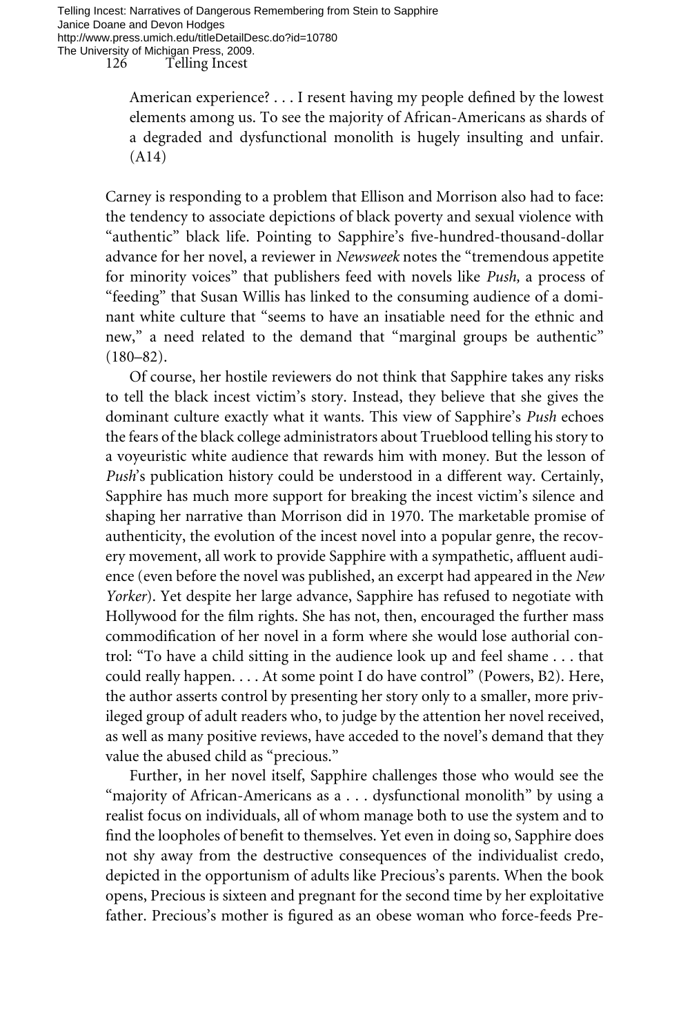American experience? . . . I resent having my people defined by the lowest elements among us. To see the majority of African-Americans as shards of a degraded and dysfunctional monolith is hugely insulting and unfair. (A14)

Carney is responding to a problem that Ellison and Morrison also had to face: the tendency to associate depictions of black poverty and sexual violence with "authentic" black life. Pointing to Sapphire's five-hundred-thousand-dollar advance for her novel, a reviewer in *Newsweek* notes the "tremendous appetite for minority voices" that publishers feed with novels like *Push,* a process of "feeding" that Susan Willis has linked to the consuming audience of a dominant white culture that "seems to have an insatiable need for the ethnic and new," a need related to the demand that "marginal groups be authentic" (180–82).

Of course, her hostile reviewers do not think that Sapphire takes any risks to tell the black incest victim's story. Instead, they believe that she gives the dominant culture exactly what it wants. This view of Sapphire's *Push* echoes the fears of the black college administrators about Trueblood telling his story to a voyeuristic white audience that rewards him with money. But the lesson of *Push*'s publication history could be understood in a different way. Certainly, Sapphire has much more support for breaking the incest victim's silence and shaping her narrative than Morrison did in 1970. The marketable promise of authenticity, the evolution of the incest novel into a popular genre, the recovery movement, all work to provide Sapphire with a sympathetic, affluent audience (even before the novel was published, an excerpt had appeared in the *New Yorker*). Yet despite her large advance, Sapphire has refused to negotiate with Hollywood for the film rights. She has not, then, encouraged the further mass commodification of her novel in a form where she would lose authorial control: "To have a child sitting in the audience look up and feel shame . . . that could really happen. . . . At some point I do have control" (Powers, B2). Here, the author asserts control by presenting her story only to a smaller, more privileged group of adult readers who, to judge by the attention her novel received, as well as many positive reviews, have acceded to the novel's demand that they value the abused child as "precious."

Further, in her novel itself, Sapphire challenges those who would see the "majority of African-Americans as a . . . dysfunctional monolith" by using a realist focus on individuals, all of whom manage both to use the system and to find the loopholes of benefit to themselves. Yet even in doing so, Sapphire does not shy away from the destructive consequences of the individualist credo, depicted in the opportunism of adults like Precious's parents. When the book opens, Precious is sixteen and pregnant for the second time by her exploitative father. Precious's mother is figured as an obese woman who force-feeds Pre-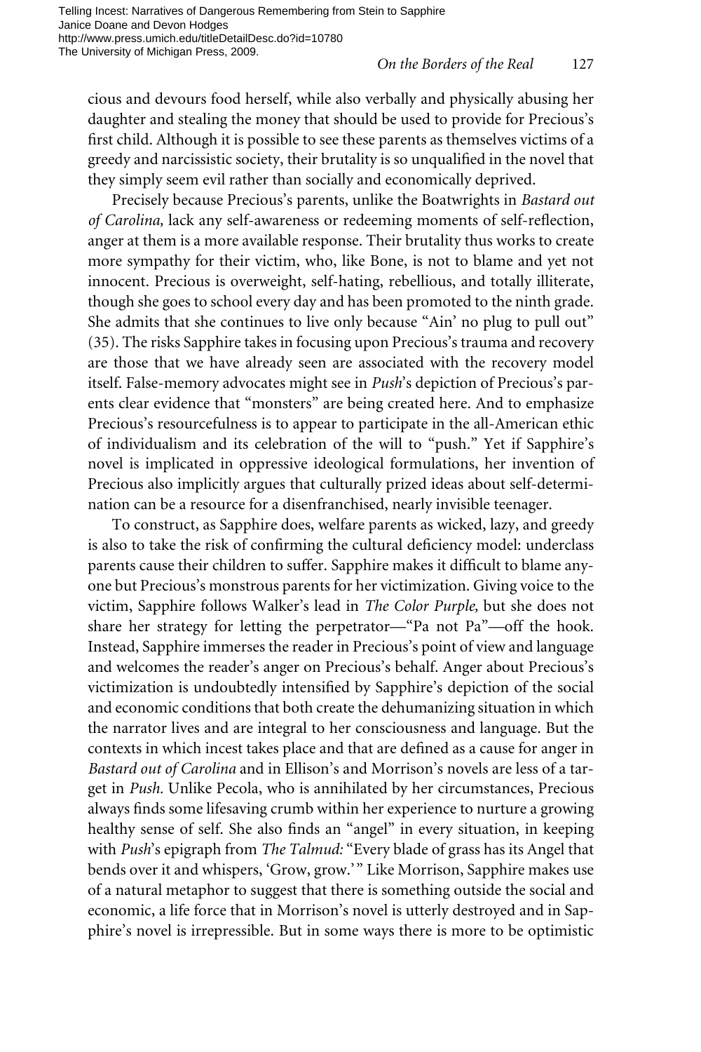cious and devours food herself, while also verbally and physically abusing her daughter and stealing the money that should be used to provide for Precious's first child. Although it is possible to see these parents as themselves victims of a greedy and narcissistic society, their brutality is so unqualified in the novel that they simply seem evil rather than socially and economically deprived.

Precisely because Precious's parents, unlike the Boatwrights in *Bastard out of Carolina,* lack any self-awareness or redeeming moments of self-reflection, anger at them is a more available response. Their brutality thus works to create more sympathy for their victim, who, like Bone, is not to blame and yet not innocent. Precious is overweight, self-hating, rebellious, and totally illiterate, though she goes to school every day and has been promoted to the ninth grade. She admits that she continues to live only because "Ain' no plug to pull out" (35). The risks Sapphire takes in focusing upon Precious's trauma and recovery are those that we have already seen are associated with the recovery model itself. False-memory advocates might see in *Push*'s depiction of Precious's parents clear evidence that "monsters" are being created here. And to emphasize Precious's resourcefulness is to appear to participate in the all-American ethic of individualism and its celebration of the will to "push." Yet if Sapphire's novel is implicated in oppressive ideological formulations, her invention of Precious also implicitly argues that culturally prized ideas about self-determination can be a resource for a disenfranchised, nearly invisible teenager.

To construct, as Sapphire does, welfare parents as wicked, lazy, and greedy is also to take the risk of confirming the cultural deficiency model: underclass parents cause their children to suffer. Sapphire makes it difficult to blame anyone but Precious's monstrous parents for her victimization. Giving voice to the victim, Sapphire follows Walker's lead in *The Color Purple,* but she does not share her strategy for letting the perpetrator—"Pa not Pa"—off the hook. Instead, Sapphire immerses the reader in Precious's point of view and language and welcomes the reader's anger on Precious's behalf. Anger about Precious's victimization is undoubtedly intensified by Sapphire's depiction of the social and economic conditions that both create the dehumanizing situation in which the narrator lives and are integral to her consciousness and language. But the contexts in which incest takes place and that are defined as a cause for anger in *Bastard out of Carolina* and in Ellison's and Morrison's novels are less of a target in *Push.* Unlike Pecola, who is annihilated by her circumstances, Precious always finds some lifesaving crumb within her experience to nurture a growing healthy sense of self. She also finds an "angel" in every situation, in keeping with *Push*'s epigraph from *The Talmud:* "Every blade of grass has its Angel that bends over it and whispers, 'Grow, grow.'" Like Morrison, Sapphire makes use of a natural metaphor to suggest that there is something outside the social and economic, a life force that in Morrison's novel is utterly destroyed and in Sapphire's novel is irrepressible. But in some ways there is more to be optimistic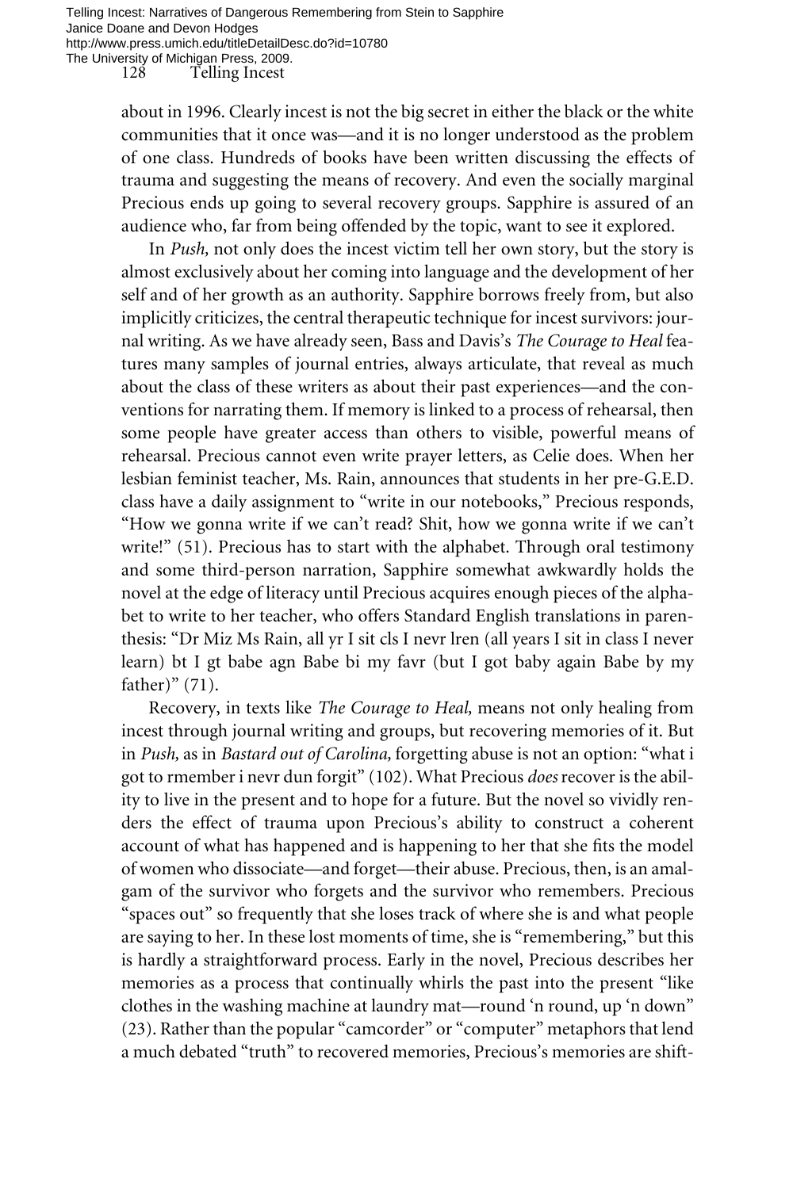about in 1996. Clearly incest is not the big secret in either the black or the white communities that it once was—and it is no longer understood as the problem of one class. Hundreds of books have been written discussing the effects of trauma and suggesting the means of recovery. And even the socially marginal Precious ends up going to several recovery groups. Sapphire is assured of an audience who, far from being offended by the topic, want to see it explored.

In *Push,* not only does the incest victim tell her own story, but the story is almost exclusively about her coming into language and the development of her self and of her growth as an authority. Sapphire borrows freely from, but also implicitly criticizes, the central therapeutic technique for incest survivors: journal writing. As we have already seen, Bass and Davis's *The Courage to Heal* features many samples of journal entries, always articulate, that reveal as much about the class of these writers as about their past experiences—and the conventions for narrating them. If memory is linked to a process of rehearsal, then some people have greater access than others to visible, powerful means of rehearsal. Precious cannot even write prayer letters, as Celie does. When her lesbian feminist teacher, Ms. Rain, announces that students in her pre-G.E.D. class have a daily assignment to "write in our notebooks," Precious responds, "How we gonna write if we can't read? Shit, how we gonna write if we can't write!" (51). Precious has to start with the alphabet. Through oral testimony and some third-person narration, Sapphire somewhat awkwardly holds the novel at the edge of literacy until Precious acquires enough pieces of the alphabet to write to her teacher, who offers Standard English translations in parenthesis: "Dr Miz Ms Rain, all yr I sit cls I nevr lren (all years I sit in class I never learn) bt I gt babe agn Babe bi my favr (but I got baby again Babe by my father)" (71).

Recovery, in texts like *The Courage to Heal,* means not only healing from incest through journal writing and groups, but recovering memories of it. But in *Push,* as in *Bastard out of Carolina,* forgetting abuse is not an option: "what i got to rmember i nevr dun forgit" (102). What Precious *does* recover is the ability to live in the present and to hope for a future. But the novel so vividly renders the effect of trauma upon Precious's ability to construct a coherent account of what has happened and is happening to her that she fits the model of women who dissociate—and forget—their abuse. Precious, then, is an amalgam of the survivor who forgets and the survivor who remembers. Precious "spaces out" so frequently that she loses track of where she is and what people are saying to her. In these lost moments of time, she is "remembering," but this is hardly a straightforward process. Early in the novel, Precious describes her memories as a process that continually whirls the past into the present "like clothes in the washing machine at laundry mat—round 'n round, up 'n down" (23). Rather than the popular "camcorder" or "computer" metaphors that lend a much debated "truth" to recovered memories, Precious's memories are shift-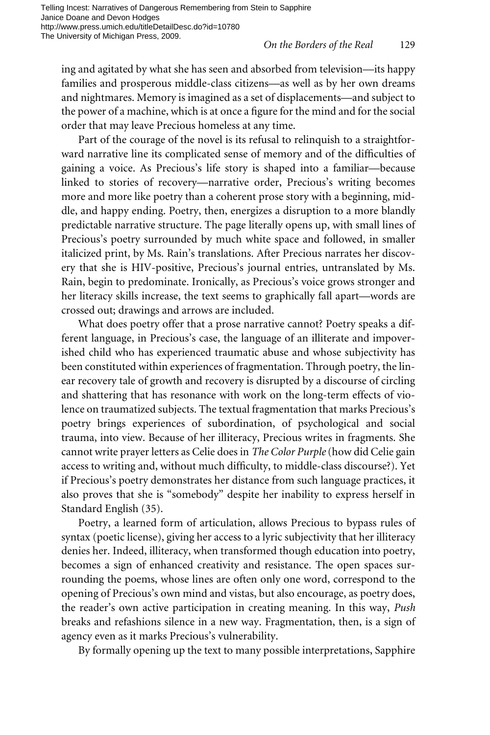ing and agitated by what she has seen and absorbed from television—its happy families and prosperous middle-class citizens—as well as by her own dreams and nightmares. Memory is imagined as a set of displacements—and subject to the power of a machine, which is at once a figure for the mind and for the social order that may leave Precious homeless at any time.

Part of the courage of the novel is its refusal to relinquish to a straightforward narrative line its complicated sense of memory and of the difficulties of gaining a voice. As Precious's life story is shaped into a familiar—because linked to stories of recovery—narrative order, Precious's writing becomes more and more like poetry than a coherent prose story with a beginning, middle, and happy ending. Poetry, then, energizes a disruption to a more blandly predictable narrative structure. The page literally opens up, with small lines of Precious's poetry surrounded by much white space and followed, in smaller italicized print, by Ms. Rain's translations. After Precious narrates her discovery that she is HIV-positive, Precious's journal entries, untranslated by Ms. Rain, begin to predominate. Ironically, as Precious's voice grows stronger and her literacy skills increase, the text seems to graphically fall apart—words are crossed out; drawings and arrows are included.

What does poetry offer that a prose narrative cannot? Poetry speaks a different language, in Precious's case, the language of an illiterate and impoverished child who has experienced traumatic abuse and whose subjectivity has been constituted within experiences of fragmentation. Through poetry, the linear recovery tale of growth and recovery is disrupted by a discourse of circling and shattering that has resonance with work on the long-term effects of violence on traumatized subjects. The textual fragmentation that marks Precious's poetry brings experiences of subordination, of psychological and social trauma, into view. Because of her illiteracy, Precious writes in fragments. She cannot write prayer letters as Celie does in *The Color Purple* (how did Celie gain access to writing and, without much difficulty, to middle-class discourse?). Yet if Precious's poetry demonstrates her distance from such language practices, it also proves that she is "somebody" despite her inability to express herself in Standard English (35).

Poetry, a learned form of articulation, allows Precious to bypass rules of syntax (poetic license), giving her access to a lyric subjectivity that her illiteracy denies her. Indeed, illiteracy, when transformed though education into poetry, becomes a sign of enhanced creativity and resistance. The open spaces surrounding the poems, whose lines are often only one word, correspond to the opening of Precious's own mind and vistas, but also encourage, as poetry does, the reader's own active participation in creating meaning. In this way, *Push* breaks and refashions silence in a new way. Fragmentation, then, is a sign of agency even as it marks Precious's vulnerability.

By formally opening up the text to many possible interpretations, Sapphire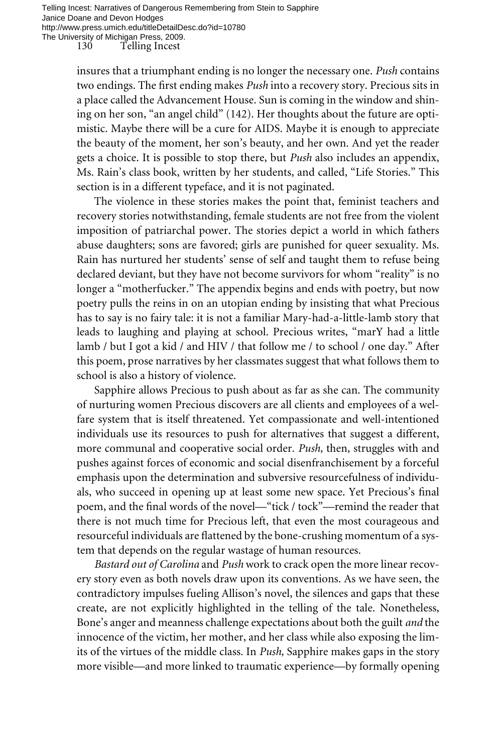insures that a triumphant ending is no longer the necessary one. *Push* contains two endings. The first ending makes *Push* into a recovery story. Precious sits in a place called the Advancement House. Sun is coming in the window and shining on her son, "an angel child" (142). Her thoughts about the future are optimistic. Maybe there will be a cure for AIDS. Maybe it is enough to appreciate the beauty of the moment, her son's beauty, and her own. And yet the reader gets a choice. It is possible to stop there, but *Push* also includes an appendix, Ms. Rain's class book, written by her students, and called, "Life Stories." This section is in a different typeface, and it is not paginated.

The violence in these stories makes the point that, feminist teachers and recovery stories notwithstanding, female students are not free from the violent imposition of patriarchal power. The stories depict a world in which fathers abuse daughters; sons are favored; girls are punished for queer sexuality. Ms. Rain has nurtured her students' sense of self and taught them to refuse being declared deviant, but they have not become survivors for whom "reality" is no longer a "motherfucker." The appendix begins and ends with poetry, but now poetry pulls the reins in on an utopian ending by insisting that what Precious has to say is no fairy tale: it is not a familiar Mary-had-a-little-lamb story that leads to laughing and playing at school. Precious writes, "marY had a little lamb / but I got a kid / and HIV / that follow me / to school / one day." After this poem, prose narratives by her classmates suggest that what follows them to school is also a history of violence.

Sapphire allows Precious to push about as far as she can. The community of nurturing women Precious discovers are all clients and employees of a welfare system that is itself threatened. Yet compassionate and well-intentioned individuals use its resources to push for alternatives that suggest a different, more communal and cooperative social order. *Push,* then, struggles with and pushes against forces of economic and social disenfranchisement by a forceful emphasis upon the determination and subversive resourcefulness of individuals, who succeed in opening up at least some new space. Yet Precious's final poem, and the final words of the novel—"tick / tock"—remind the reader that there is not much time for Precious left, that even the most courageous and resourceful individuals are flattened by the bone-crushing momentum of a system that depends on the regular wastage of human resources.

*Bastard out of Carolina* and *Push* work to crack open the more linear recovery story even as both novels draw upon its conventions. As we have seen, the contradictory impulses fueling Allison's novel, the silences and gaps that these create, are not explicitly highlighted in the telling of the tale. Nonetheless, Bone's anger and meanness challenge expectations about both the guilt *and* the innocence of the victim, her mother, and her class while also exposing the limits of the virtues of the middle class. In *Push,* Sapphire makes gaps in the story more visible—and more linked to traumatic experience—by formally opening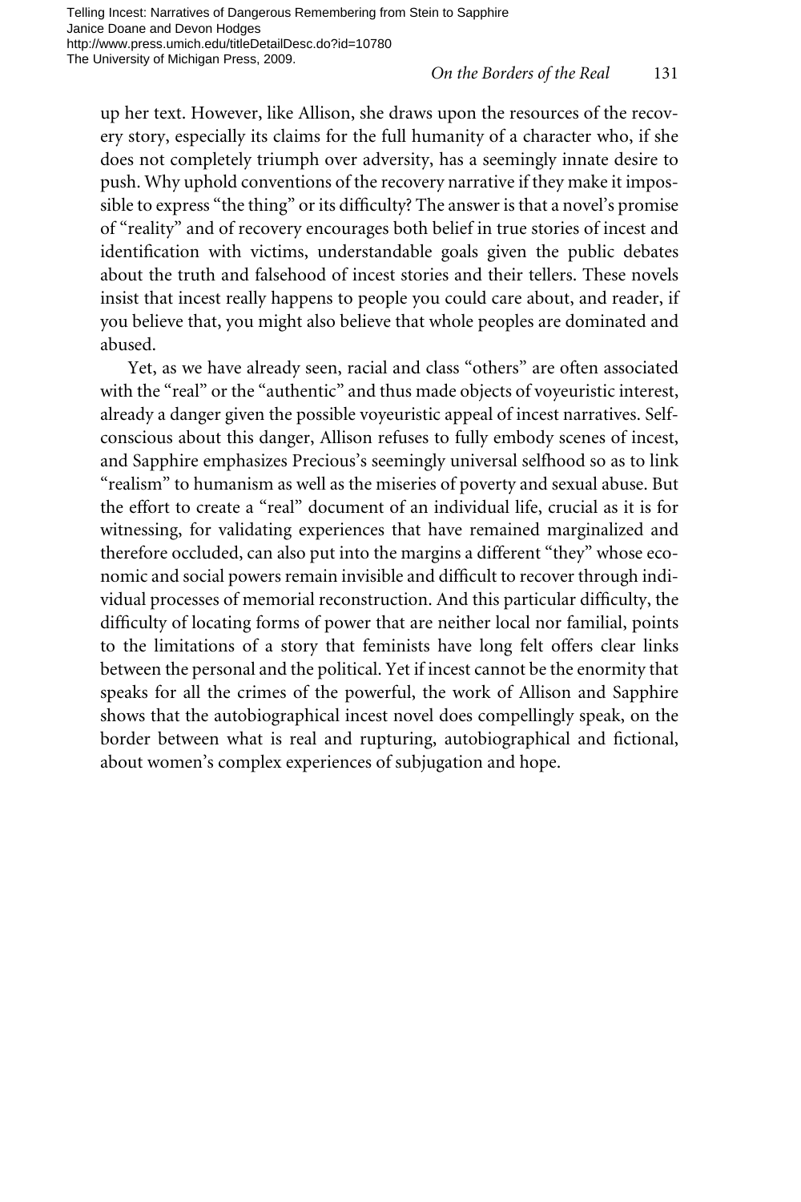up her text. However, like Allison, she draws upon the resources of the recovery story, especially its claims for the full humanity of a character who, if she does not completely triumph over adversity, has a seemingly innate desire to push. Why uphold conventions of the recovery narrative if they make it impossible to express "the thing" or its difficulty? The answer is that a novel's promise of "reality" and of recovery encourages both belief in true stories of incest and identification with victims, understandable goals given the public debates about the truth and falsehood of incest stories and their tellers. These novels insist that incest really happens to people you could care about, and reader, if you believe that, you might also believe that whole peoples are dominated and abused.

Yet, as we have already seen, racial and class "others" are often associated with the "real" or the "authentic" and thus made objects of voyeuristic interest, already a danger given the possible voyeuristic appeal of incest narratives. Self-conscious about this danger, Allison refuses to fully embody scenes of incest, and Sapphire emphasizes Precious's seemingly universal selfhood so as to link "realism" to humanism as well as the miseries of poverty and sexual abuse. But the effort to create a "real" document of an individual life, crucial as it is for witnessing, for validating experiences that have remained marginalized and therefore occluded, can also put into the margins a different "they" whose economic and social powers remain invisible and difficult to recover through individual processes of memorial reconstruction. And this particular difficulty, the difficulty of locating forms of power that are neither local nor familial, points to the limitations of a story that feminists have long felt offers clear links between the personal and the political. Yet if incest cannot be the enormity that speaks for all the crimes of the powerful, the work of Allison and Sapphire shows that the autobiographical incest novel does compellingly speak, on the border between what is real and rupturing, autobiographical and fictional, about women's complex experiences of subjugation and hope.